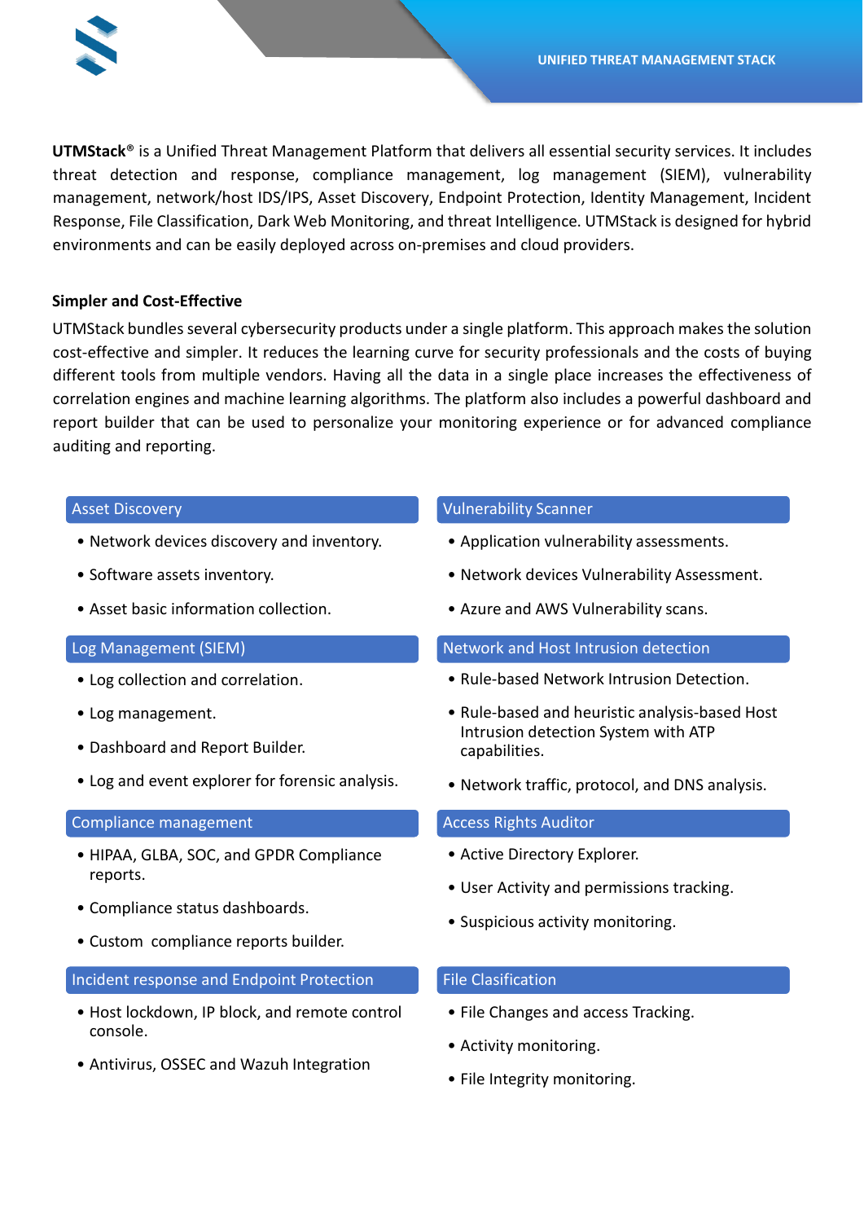# UNIFIED THREAT MANAGEMENT STACK

**UTMStack**® is a Unified Threat Management Platform that delivers all essential security services. It includes threat detection and response, compliance management, log management (SIEM), vulnerability management, network/host IDS/IPS, Asset Discovery, Endpoint Protection, Identity Management, Incident Response, File Classification, Dark Web Monitoring, and threat Intelligence. UTMStack is designed for hybrid environments and can be easily deployed across on-premises and cloud providers.

### Simpler and Cost-Effective

UTMStack bundles several cybersecurity products under a single platform. This approach makes the solution cost-effective and simpler. It reduces the learning curve for security professionals and the costs of buying different tools from multiple vendors. Having all the data in a single place increases the effectiveness of correlation engines and machine learning algorithms. The platform also includes a powerful dashboard and report builder that can be used to personalize your monitoring experience or for advanced compliance auditing and reporting.

#### Asset Discovery

- Network devices discovery and inventory.
- Software assets inventory.
- Asset basic information collection.

#### Log Management (SIEM)

- Log collection and correlation.
- Log management.
- Dashboard and Report Builder.
- Log and event explorer for forensic analysis.

#### Compliance management

- HIPAA, GLBA, SOC, and GPDR Compliance reports.
- Compliance status dashboards.
- Custom compliance reports builder.

#### Incident response and Endpoint Protection

- Host lockdown, IP block, and remote control console.
- Antivirus, OSSEC and Wazuh Integration

#### Vulnerability Scanner

- Application vulnerability assessments.
- Network devices Vulnerability Assessment.
- Azure and AWS Vulnerability scans.

#### Network and Host Intrusion detection

- Rule-based Network Intrusion Detection.
- Rule-based and heuristic analysis-based Host Intrusion detection System with ATP capabilities.
- Network traffic, protocol, and DNS analysis.

#### Access Rights Auditor

- Active Directory Explorer.
- User Activity and permissions tracking.
- Suspicious activity monitoring.

#### File Clasification

- File Changes and access Tracking.
- Activity monitoring.
- File Integrity monitoring.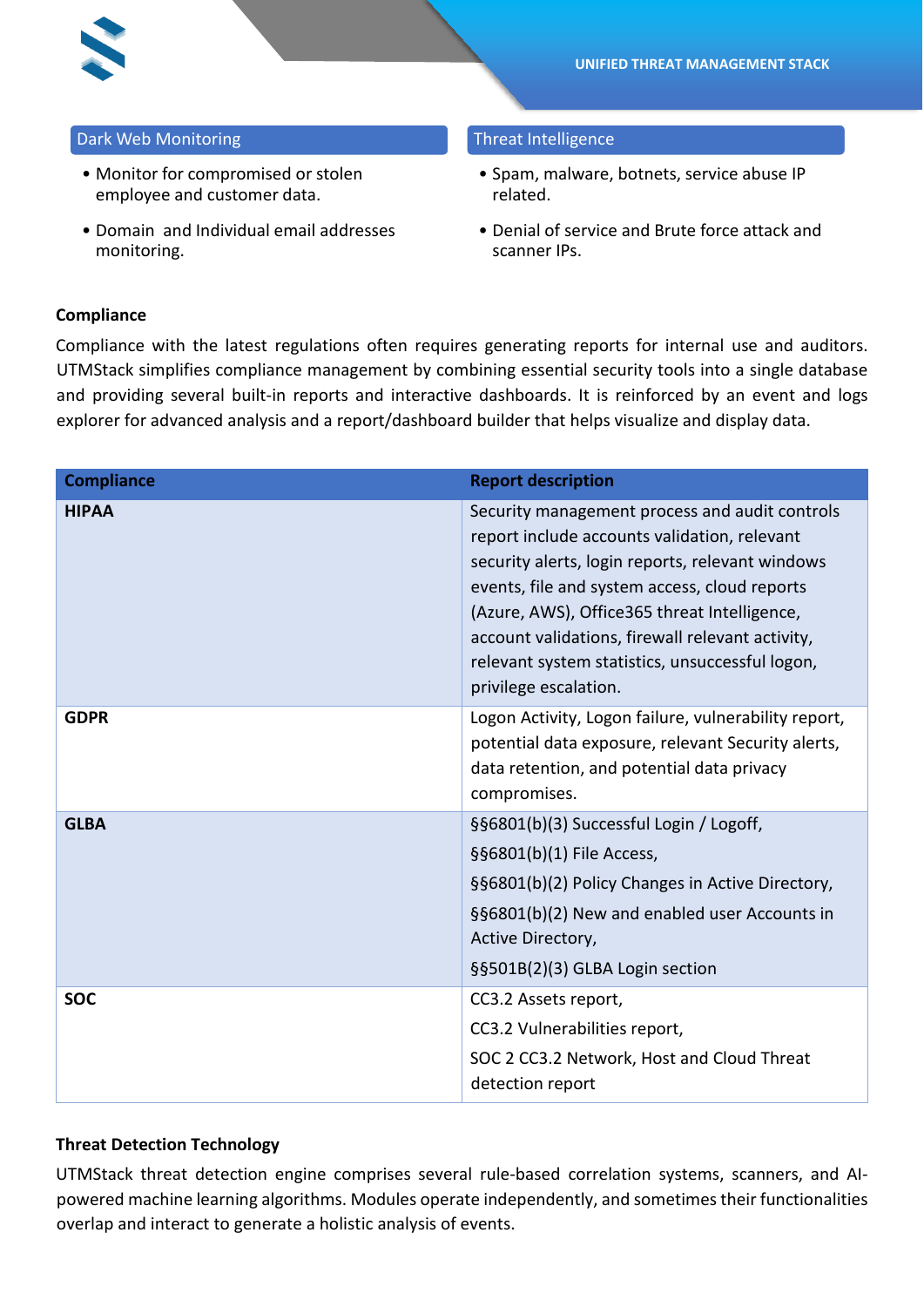### Dark Web Monitoring

- Monitor for compromised or stolen employee and customer data.
- Domain  and Individual email addresses monitoring.

### Threat Intelligence

- Spam, malware, botnets, service abuse IP related.
- Denial of service and Brute force attack and scanner IPs.

**Compliance**

Compliance with the latest regulations often requires generating reports for internal use and auditors. UTMStack simplifies compliance management by combining essential security tools into a single database and providing several built-in reports and interactive dashboards. It is reinforced by an event and logs explorer for advanced analysis and a report/dashboard builder that helps visualize and display data.

| Compliance | Report description |
|---|---|
| **HIPAA** | Security management process and audit controls report include accounts validation, relevant security alerts, login reports, relevant windows events, file and system access, cloud reports (Azure, AWS), Office365 threat Intelligence, account validations, firewall relevant activity, relevant system statistics, unsuccessful logon, privilege escalation. |
| **GDPR** | Logon Activity, Logon failure, vulnerability report, potential data exposure, relevant Security alerts, data retention, and potential data privacy compromises. |
| **GLBA** | §§6801(b)(3) Successful Login / Logoff,<br>§§6801(b)(1) File Access,<br>§§6801(b)(2) Policy Changes in Active Directory,<br>§§6801(b)(2) New and enabled user Accounts in Active Directory,<br>§§501B(2)(3) GLBA Login section |
| **SOC** | CC3.2 Assets report,<br>CC3.2 Vulnerabilities report,<br>SOC 2 CC3.2 Network, Host and Cloud Threat detection report |

**Threat Detection Technology**

UTMStack threat detection engine comprises several rule-based correlation systems, scanners, and AI-powered machine learning algorithms. Modules operate independently, and sometimes their functionalities overlap and interact to generate a holistic analysis of events.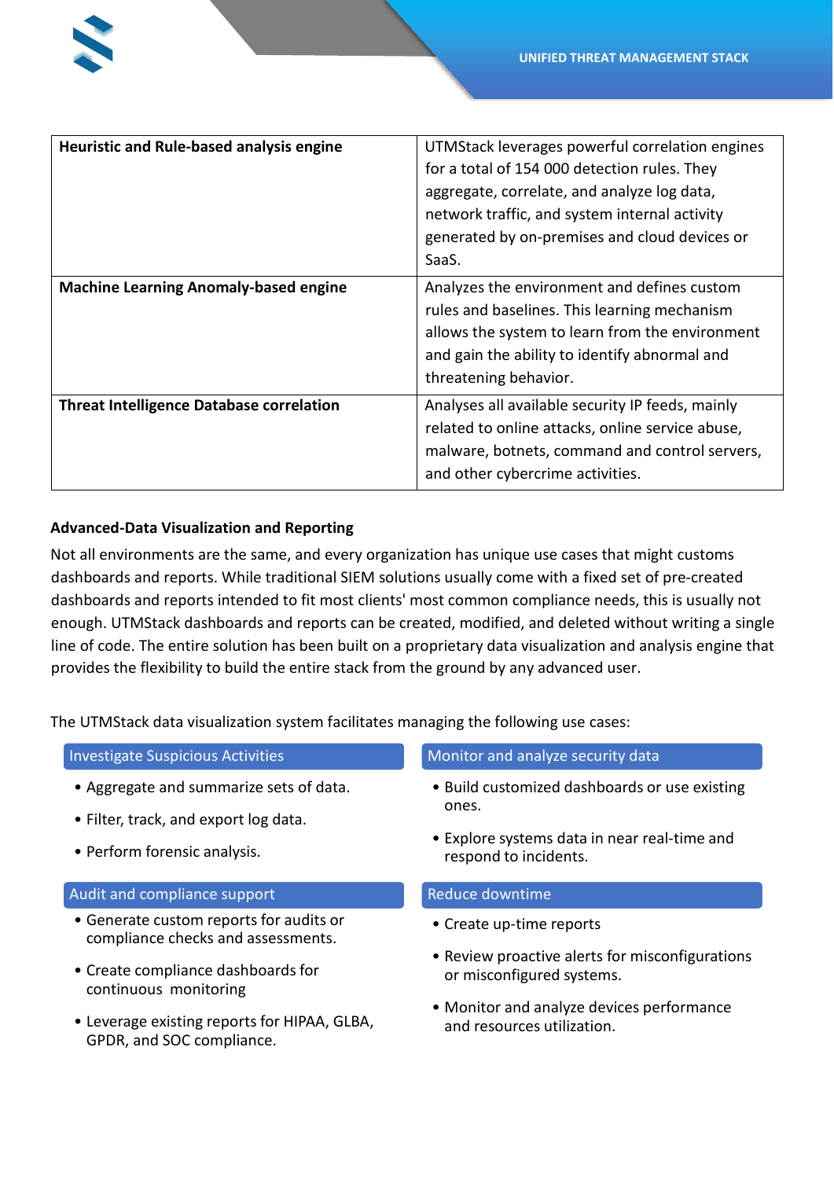| | |
|---|---|
| **Heuristic and Rule-based analysis engine** | UTMStack leverages powerful correlation engines for a total of 154 000 detection rules. They aggregate, correlate, and analyze log data, network traffic, and system internal activity generated by on-premises and cloud devices or SaaS. |
| **Machine Learning Anomaly-based engine** | Analyzes the environment and defines custom rules and baselines. This learning mechanism allows the system to learn from the environment and gain the ability to identify abnormal and threatening behavior. |
| **Threat Intelligence Database correlation** | Analyses all available security IP feeds, mainly related to online attacks, online service abuse, malware, botnets, command and control servers, and other cybercrime activities. |

### Advanced-Data Visualization and Reporting

Not all environments are the same, and every organization has unique use cases that might customs dashboards and reports. While traditional SIEM solutions usually come with a fixed set of pre-created dashboards and reports intended to fit most clients' most common compliance needs, this is usually not enough. UTMStack dashboards and reports can be created, modified, and deleted without writing a single line of code. The entire solution has been built on a proprietary data visualization and analysis engine that provides the flexibility to build the entire stack from the ground by any advanced user.

The UTMStack data visualization system facilitates managing the following use cases:

**Investigate Suspicious Activities**

- Aggregate and summarize sets of data.
- Filter, track, and export log data.
- Perform forensic analysis.

**Monitor and analyze security data**

- Build customized dashboards or use existing ones.
- Explore systems data in near real-time and respond to incidents.

**Audit and compliance support**

- Generate custom reports for audits or compliance checks and assessments.
- Create compliance dashboards for continuous monitoring
- Leverage existing reports for HIPAA, GLBA, GPDR, and SOC compliance.

**Reduce downtime**

- Create up-time reports
- Review proactive alerts for misconfigurations or misconfigured systems.
- Monitor and analyze devices performance and resources utilization.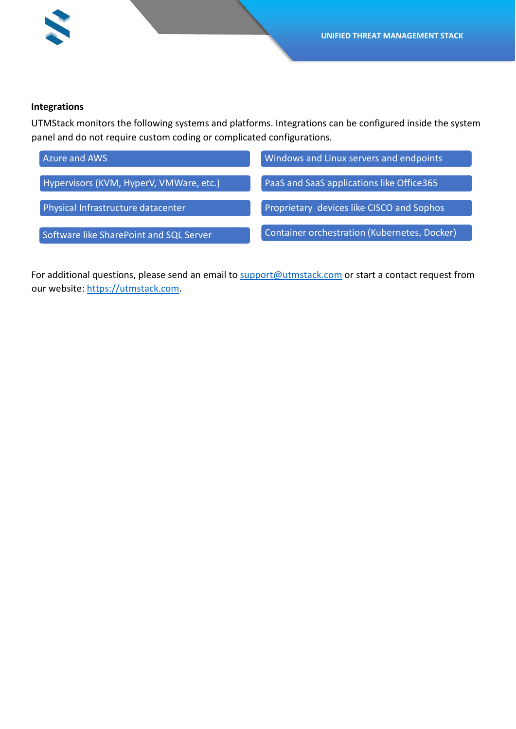### Integrations

UTMStack monitors the following systems and platforms. Integrations can be configured inside the system panel and do not require custom coding or complicated configurations.

- Azure and AWS
- Windows and Linux servers and endpoints
- Hypervisors (KVM, HyperV, VMWare, etc.)
- PaaS and SaaS applications like Office365
- Physical Infrastructure datacenter
- Proprietary devices like CISCO and Sophos
- Software like SharePoint and SQL Server
- Container orchestration (Kubernetes, Docker)

For additional questions, please send an email to support@utmstack.com or start a contact request from our website: https://utmstack.com.